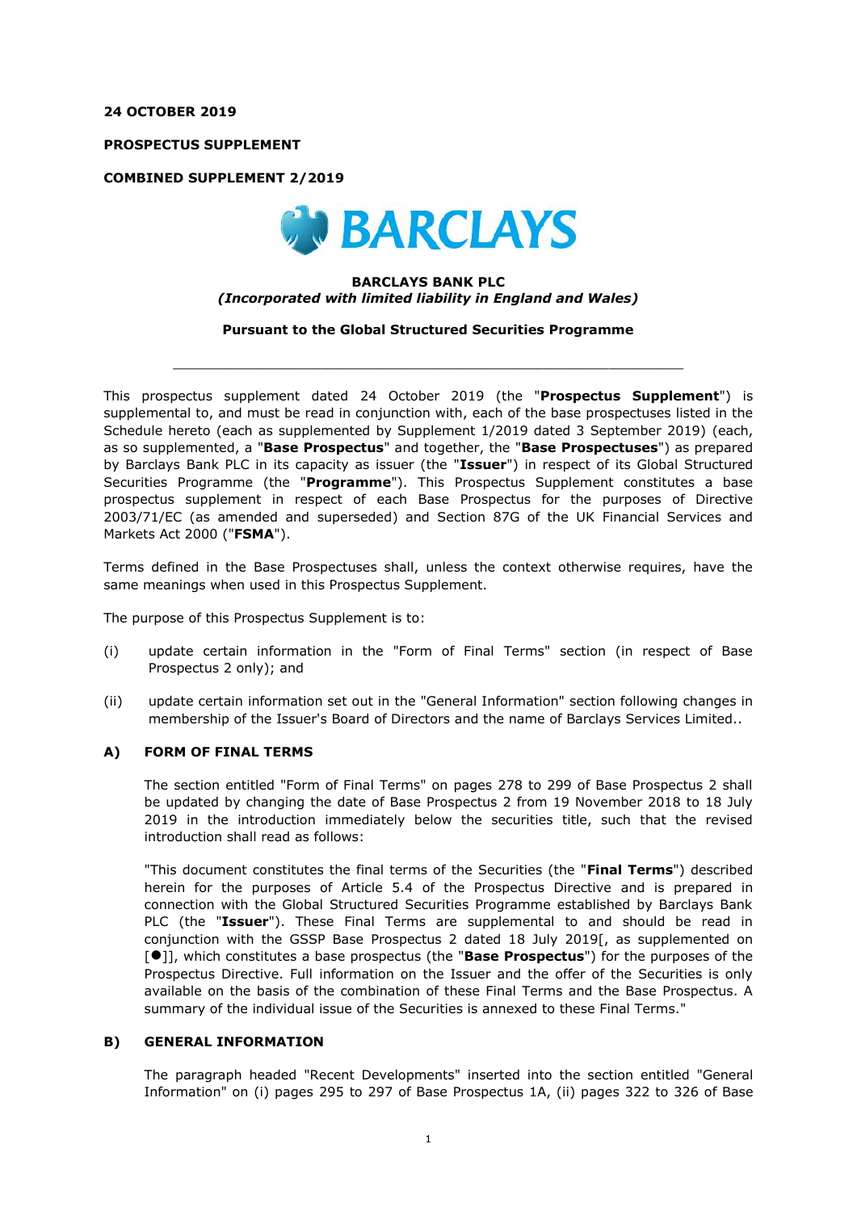**24 OCTOBER 2019**

**PROSPECTUS SUPPLEMENT**

**COMBINED SUPPLEMENT 2/2019**

**BARCLAYS BANK PLC**
***(Incorporated with limited liability in England and Wales)***

**Pursuant to the Global Structured Securities Programme**

---

This prospectus supplement dated 24 October 2019 (the "**Prospectus Supplement**") is supplemental to, and must be read in conjunction with, each of the base prospectuses listed in the Schedule hereto (each as supplemented by Supplement 1/2019 dated 3 September 2019) (each, as so supplemented, a "**Base Prospectus**" and together, the "**Base Prospectuses**") as prepared by Barclays Bank PLC in its capacity as issuer (the "**Issuer**") in respect of its Global Structured Securities Programme (the "**Programme**"). This Prospectus Supplement constitutes a base prospectus supplement in respect of each Base Prospectus for the purposes of Directive 2003/71/EC (as amended and superseded) and Section 87G of the UK Financial Services and Markets Act 2000 ("**FSMA**").

Terms defined in the Base Prospectuses shall, unless the context otherwise requires, have the same meanings when used in this Prospectus Supplement.

The purpose of this Prospectus Supplement is to:

(i) update certain information in the "Form of Final Terms" section (in respect of Base Prospectus 2 only); and

(ii) update certain information set out in the "General Information" section following changes in membership of the Issuer's Board of Directors and the name of Barclays Services Limited..

## A) FORM OF FINAL TERMS

The section entitled "Form of Final Terms" on pages 278 to 299 of Base Prospectus 2 shall be updated by changing the date of Base Prospectus 2 from 19 November 2018 to 18 July 2019 in the introduction immediately below the securities title, such that the revised introduction shall read as follows:

"This document constitutes the final terms of the Securities (the "**Final Terms**") described herein for the purposes of Article 5.4 of the Prospectus Directive and is prepared in connection with the Global Structured Securities Programme established by Barclays Bank PLC (the "**Issuer**"). These Final Terms are supplemental to and should be read in conjunction with the GSSP Base Prospectus 2 dated 18 July 2019[, as supplemented on [●]], which constitutes a base prospectus (the "**Base Prospectus**") for the purposes of the Prospectus Directive. Full information on the Issuer and the offer of the Securities is only available on the basis of the combination of these Final Terms and the Base Prospectus. A summary of the individual issue of the Securities is annexed to these Final Terms."

## B) GENERAL INFORMATION

The paragraph headed "Recent Developments" inserted into the section entitled "General Information" on (i) pages 295 to 297 of Base Prospectus 1A, (ii) pages 322 to 326 of Base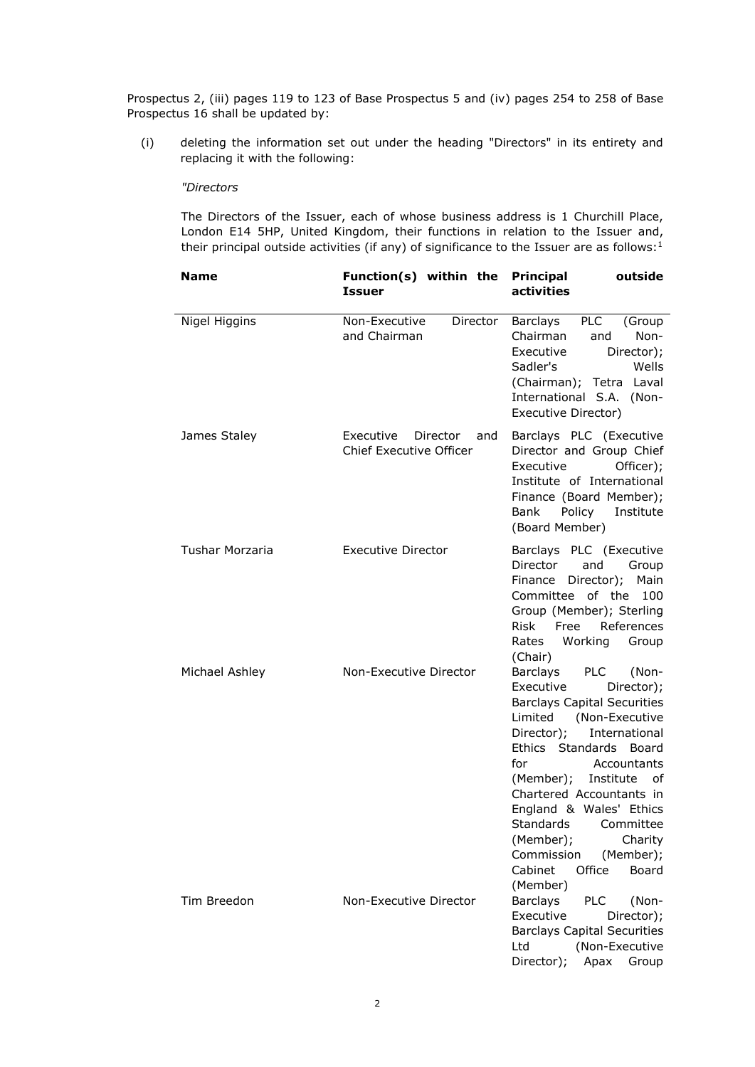Prospectus 2, (iii) pages 119 to 123 of Base Prospectus 5 and (iv) pages 254 to 258 of Base Prospectus 16 shall be updated by:

(i) deleting the information set out under the heading "Directors" in its entirety and replacing it with the following:

*"Directors*

The Directors of the Issuer, each of whose business address is 1 Churchill Place, London E14 5HP, United Kingdom, their functions in relation to the Issuer and, their principal outside activities (if any) of significance to the Issuer are as follows:[1]

| Name | Function(s) within the Issuer | Principal outside activities |
|---|---|---|
| Nigel Higgins | Non-Executive Director and Chairman | Barclays PLC (Group Chairman and Non-Executive Director); Sadler's Wells (Chairman); Tetra Laval International S.A. (Non-Executive Director) |
| James Staley | Executive Director and Chief Executive Officer | Barclays PLC (Executive Director and Group Chief Executive Officer); Institute of International Finance (Board Member); Bank Policy Institute (Board Member) |
| Tushar Morzaria | Executive Director | Barclays PLC (Executive Director and Group Finance Director); Main Committee of the 100 Group (Member); Sterling Risk Free References Rates Working Group (Chair) |
| Michael Ashley | Non-Executive Director | Barclays PLC (Non-Executive Director); Barclays Capital Securities Limited (Non-Executive Director); International Ethics Standards Board for Accountants (Member); Institute of Chartered Accountants in England & Wales' Ethics Standards Committee (Member); Charity Commission (Member); Cabinet Office Board (Member) |
| Tim Breedon | Non-Executive Director | Barclays PLC (Non-Executive Director); Barclays Capital Securities Ltd (Non-Executive Director); Apax Group |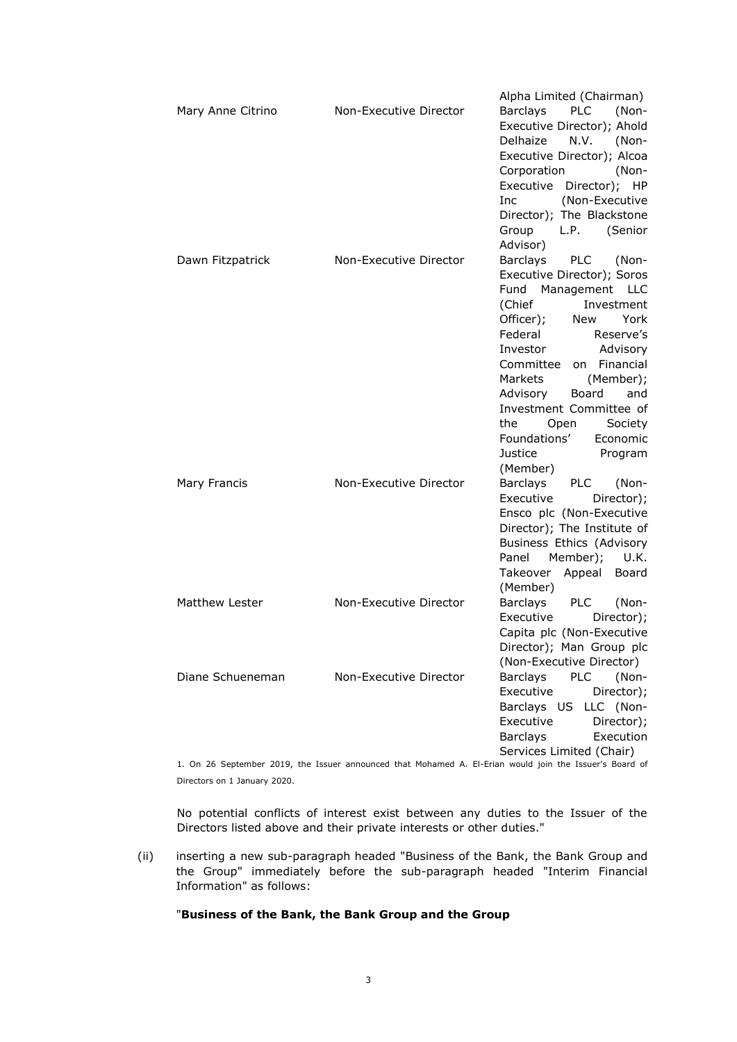| | | |
|---|---|---|
| | | Alpha Limited (Chairman) |
| Mary Anne Citrino | Non-Executive Director | Barclays PLC (Non-Executive Director); Ahold Delhaize N.V. (Non-Executive Director); Alcoa Corporation (Non-Executive Director); HP Inc (Non-Executive Director); The Blackstone Group L.P. (Senior Advisor) |
| Dawn Fitzpatrick | Non-Executive Director | Barclays PLC (Non-Executive Director); Soros Fund Management LLC (Chief Investment Officer); New York Federal Reserve's Investor Advisory Committee on Financial Markets (Member); Advisory Board and Investment Committee of the Open Society Foundations' Economic Justice Program (Member) |
| Mary Francis | Non-Executive Director | Barclays PLC (Non-Executive Director); Ensco plc (Non-Executive Director); The Institute of Business Ethics (Advisory Panel Member); U.K. Takeover Appeal Board (Member) |
| Matthew Lester | Non-Executive Director | Barclays PLC (Non-Executive Director); Capita plc (Non-Executive Director); Man Group plc (Non-Executive Director) |
| Diane Schueneman | Non-Executive Director | Barclays PLC (Non-Executive Director); Barclays US LLC (Non-Executive Director); Barclays Execution Services Limited (Chair) |

1. On 26 September 2019, the Issuer announced that Mohamed A. El-Erian would join the Issuer's Board of Directors on 1 January 2020.

No potential conflicts of interest exist between any duties to the Issuer of the Directors listed above and their private interests or other duties."

(ii) inserting a new sub-paragraph headed "Business of the Bank, the Bank Group and the Group" immediately before the sub-paragraph headed "Interim Financial Information" as follows:

"**Business of the Bank, the Bank Group and the Group**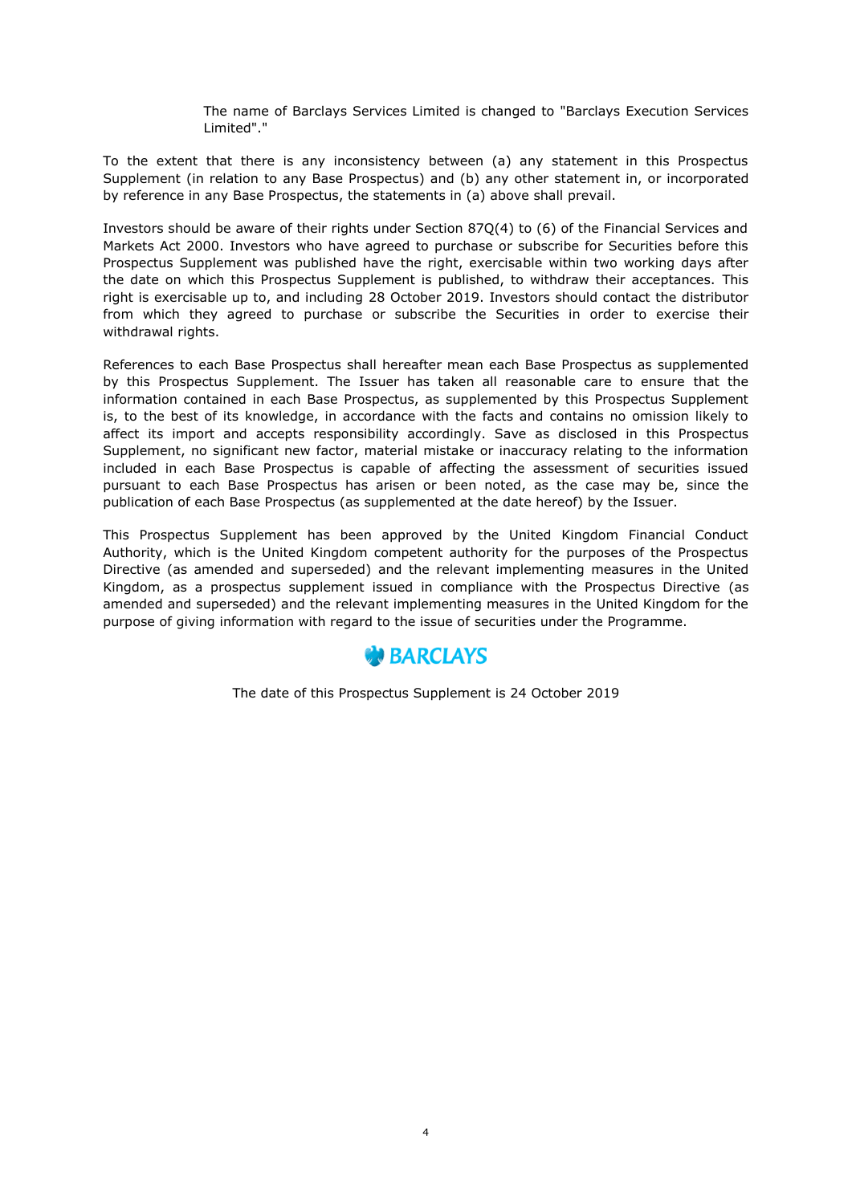The name of Barclays Services Limited is changed to "Barclays Execution Services Limited"."

To the extent that there is any inconsistency between (a) any statement in this Prospectus Supplement (in relation to any Base Prospectus) and (b) any other statement in, or incorporated by reference in any Base Prospectus, the statements in (a) above shall prevail.

Investors should be aware of their rights under Section 87Q(4) to (6) of the Financial Services and Markets Act 2000. Investors who have agreed to purchase or subscribe for Securities before this Prospectus Supplement was published have the right, exercisable within two working days after the date on which this Prospectus Supplement is published, to withdraw their acceptances. This right is exercisable up to, and including 28 October 2019. Investors should contact the distributor from which they agreed to purchase or subscribe the Securities in order to exercise their withdrawal rights.

References to each Base Prospectus shall hereafter mean each Base Prospectus as supplemented by this Prospectus Supplement. The Issuer has taken all reasonable care to ensure that the information contained in each Base Prospectus, as supplemented by this Prospectus Supplement is, to the best of its knowledge, in accordance with the facts and contains no omission likely to affect its import and accepts responsibility accordingly. Save as disclosed in this Prospectus Supplement, no significant new factor, material mistake or inaccuracy relating to the information included in each Base Prospectus is capable of affecting the assessment of securities issued pursuant to each Base Prospectus has arisen or been noted, as the case may be, since the publication of each Base Prospectus (as supplemented at the date hereof) by the Issuer.

This Prospectus Supplement has been approved by the United Kingdom Financial Conduct Authority, which is the United Kingdom competent authority for the purposes of the Prospectus Directive (as amended and superseded) and the relevant implementing measures in the United Kingdom, as a prospectus supplement issued in compliance with the Prospectus Directive (as amended and superseded) and the relevant implementing measures in the United Kingdom for the purpose of giving information with regard to the issue of securities under the Programme.

BARCLAYS

The date of this Prospectus Supplement is 24 October 2019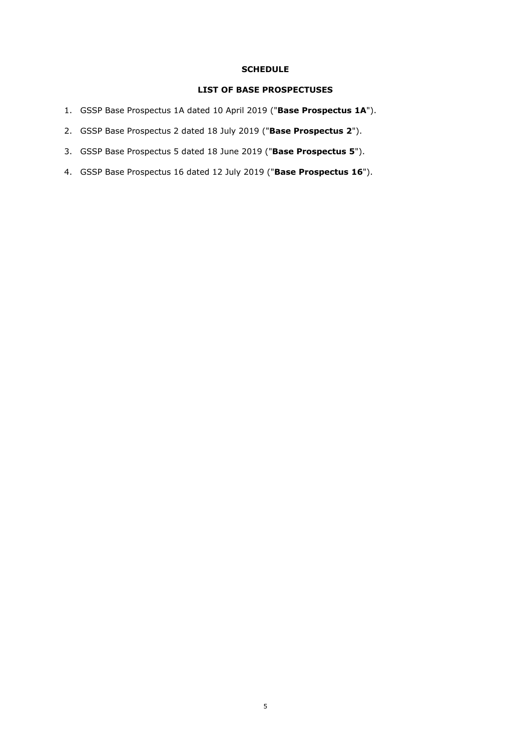## SCHEDULE

## LIST OF BASE PROSPECTUSES

1. GSSP Base Prospectus 1A dated 10 April 2019 ("**Base Prospectus 1A**").
2. GSSP Base Prospectus 2 dated 18 July 2019 ("**Base Prospectus 2**").
3. GSSP Base Prospectus 5 dated 18 June 2019 ("**Base Prospectus 5**").
4. GSSP Base Prospectus 16 dated 12 July 2019 ("**Base Prospectus 16**").